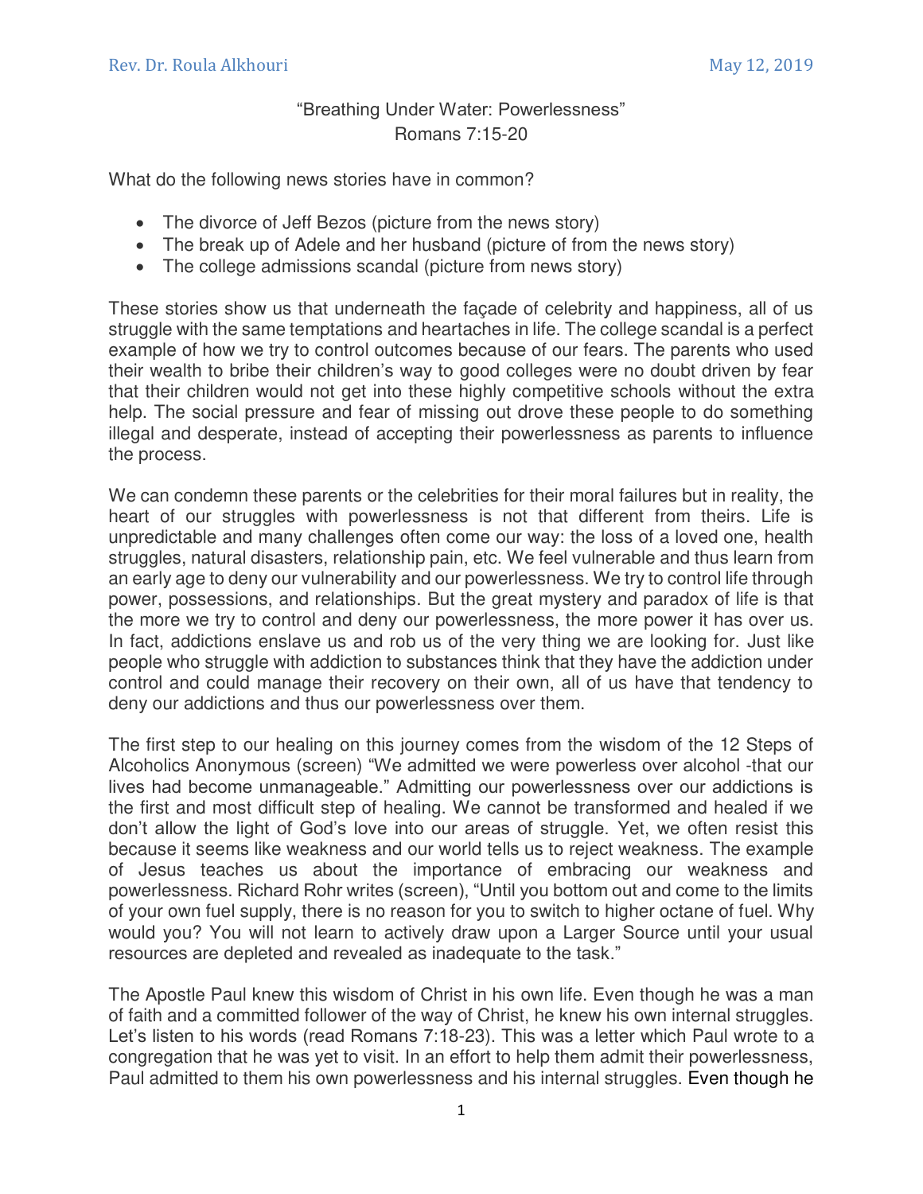Rev. Dr. Roula Alkhouri May 12, 2019

“Breathing Under Water: Powerlessness”
Romans 7:15-20

What do the following news stories have in common?

- The divorce of Jeff Bezos (picture from the news story)
- The break up of Adele and her husband (picture of from the news story)
- The college admissions scandal (picture from news story)

These stories show us that underneath the façade of celebrity and happiness, all of us struggle with the same temptations and heartaches in life. The college scandal is a perfect example of how we try to control outcomes because of our fears. The parents who used their wealth to bribe their children’s way to good colleges were no doubt driven by fear that their children would not get into these highly competitive schools without the extra help. The social pressure and fear of missing out drove these people to do something illegal and desperate, instead of accepting their powerlessness as parents to influence the process.

We can condemn these parents or the celebrities for their moral failures but in reality, the heart of our struggles with powerlessness is not that different from theirs. Life is unpredictable and many challenges often come our way: the loss of a loved one, health struggles, natural disasters, relationship pain, etc. We feel vulnerable and thus learn from an early age to deny our vulnerability and our powerlessness. We try to control life through power, possessions, and relationships. But the great mystery and paradox of life is that the more we try to control and deny our powerlessness, the more power it has over us. In fact, addictions enslave us and rob us of the very thing we are looking for. Just like people who struggle with addiction to substances think that they have the addiction under control and could manage their recovery on their own, all of us have that tendency to deny our addictions and thus our powerlessness over them.

The first step to our healing on this journey comes from the wisdom of the 12 Steps of Alcoholics Anonymous (screen) “We admitted we were powerless over alcohol -that our lives had become unmanageable.” Admitting our powerlessness over our addictions is the first and most difficult step of healing. We cannot be transformed and healed if we don’t allow the light of God’s love into our areas of struggle. Yet, we often resist this because it seems like weakness and our world tells us to reject weakness. The example of Jesus teaches us about the importance of embracing our weakness and powerlessness. Richard Rohr writes (screen), “Until you bottom out and come to the limits of your own fuel supply, there is no reason for you to switch to higher octane of fuel. Why would you? You will not learn to actively draw upon a Larger Source until your usual resources are depleted and revealed as inadequate to the task.”

The Apostle Paul knew this wisdom of Christ in his own life. Even though he was a man of faith and a committed follower of the way of Christ, he knew his own internal struggles. Let’s listen to his words (read Romans 7:18-23). This was a letter which Paul wrote to a congregation that he was yet to visit. In an effort to help them admit their powerlessness, Paul admitted to them his own powerlessness and his internal struggles. Even though he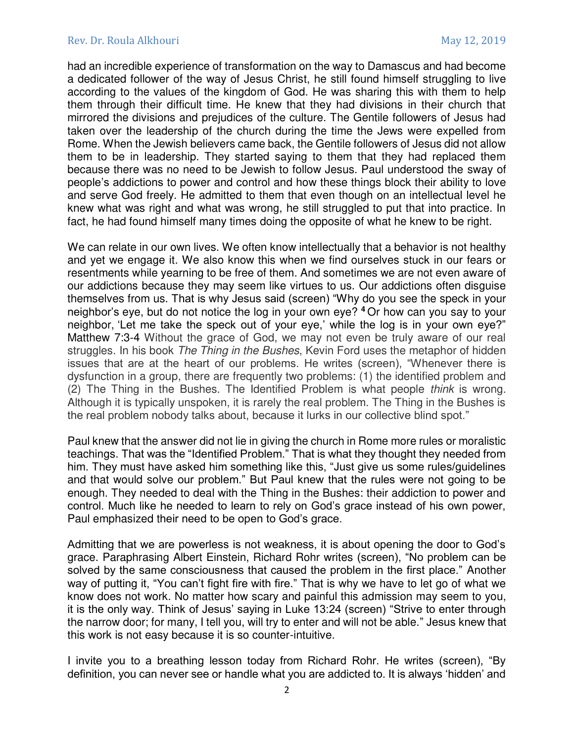had an incredible experience of transformation on the way to Damascus and had become a dedicated follower of the way of Jesus Christ, he still found himself struggling to live according to the values of the kingdom of God. He was sharing this with them to help them through their difficult time. He knew that they had divisions in their church that mirrored the divisions and prejudices of the culture. The Gentile followers of Jesus had taken over the leadership of the church during the time the Jews were expelled from Rome. When the Jewish believers came back, the Gentile followers of Jesus did not allow them to be in leadership. They started saying to them that they had replaced them because there was no need to be Jewish to follow Jesus. Paul understood the sway of people's addictions to power and control and how these things block their ability to love and serve God freely. He admitted to them that even though on an intellectual level he knew what was right and what was wrong, he still struggled to put that into practice. In fact, he had found himself many times doing the opposite of what he knew to be right.

We can relate in our own lives. We often know intellectually that a behavior is not healthy and yet we engage it. We also know this when we find ourselves stuck in our fears or resentments while yearning to be free of them. And sometimes we are not even aware of our addictions because they may seem like virtues to us. Our addictions often disguise themselves from us. That is why Jesus said (screen) "Why do you see the speck in your neighbor's eye, but do not notice the log in your own eye? **4** Or how can you say to your neighbor, 'Let me take the speck out of your eye,' while the log is in your own eye?" Matthew 7:3-4 Without the grace of God, we may not even be truly aware of our real struggles. In his book *The Thing in the Bushes*, Kevin Ford uses the metaphor of hidden issues that are at the heart of our problems. He writes (screen), "Whenever there is dysfunction in a group, there are frequently two problems: (1) the identified problem and (2) The Thing in the Bushes. The Identified Problem is what people *think* is wrong. Although it is typically unspoken, it is rarely the real problem. The Thing in the Bushes is the real problem nobody talks about, because it lurks in our collective blind spot."

Paul knew that the answer did not lie in giving the church in Rome more rules or moralistic teachings. That was the "Identified Problem." That is what they thought they needed from him. They must have asked him something like this, "Just give us some rules/guidelines and that would solve our problem." But Paul knew that the rules were not going to be enough. They needed to deal with the Thing in the Bushes: their addiction to power and control. Much like he needed to learn to rely on God's grace instead of his own power, Paul emphasized their need to be open to God's grace.

Admitting that we are powerless is not weakness, it is about opening the door to God's grace. Paraphrasing Albert Einstein, Richard Rohr writes (screen), "No problem can be solved by the same consciousness that caused the problem in the first place." Another way of putting it, "You can't fight fire with fire." That is why we have to let go of what we know does not work. No matter how scary and painful this admission may seem to you, it is the only way. Think of Jesus' saying in Luke 13:24 (screen) "Strive to enter through the narrow door; for many, I tell you, will try to enter and will not be able." Jesus knew that this work is not easy because it is so counter-intuitive.

I invite you to a breathing lesson today from Richard Rohr. He writes (screen), "By definition, you can never see or handle what you are addicted to. It is always 'hidden' and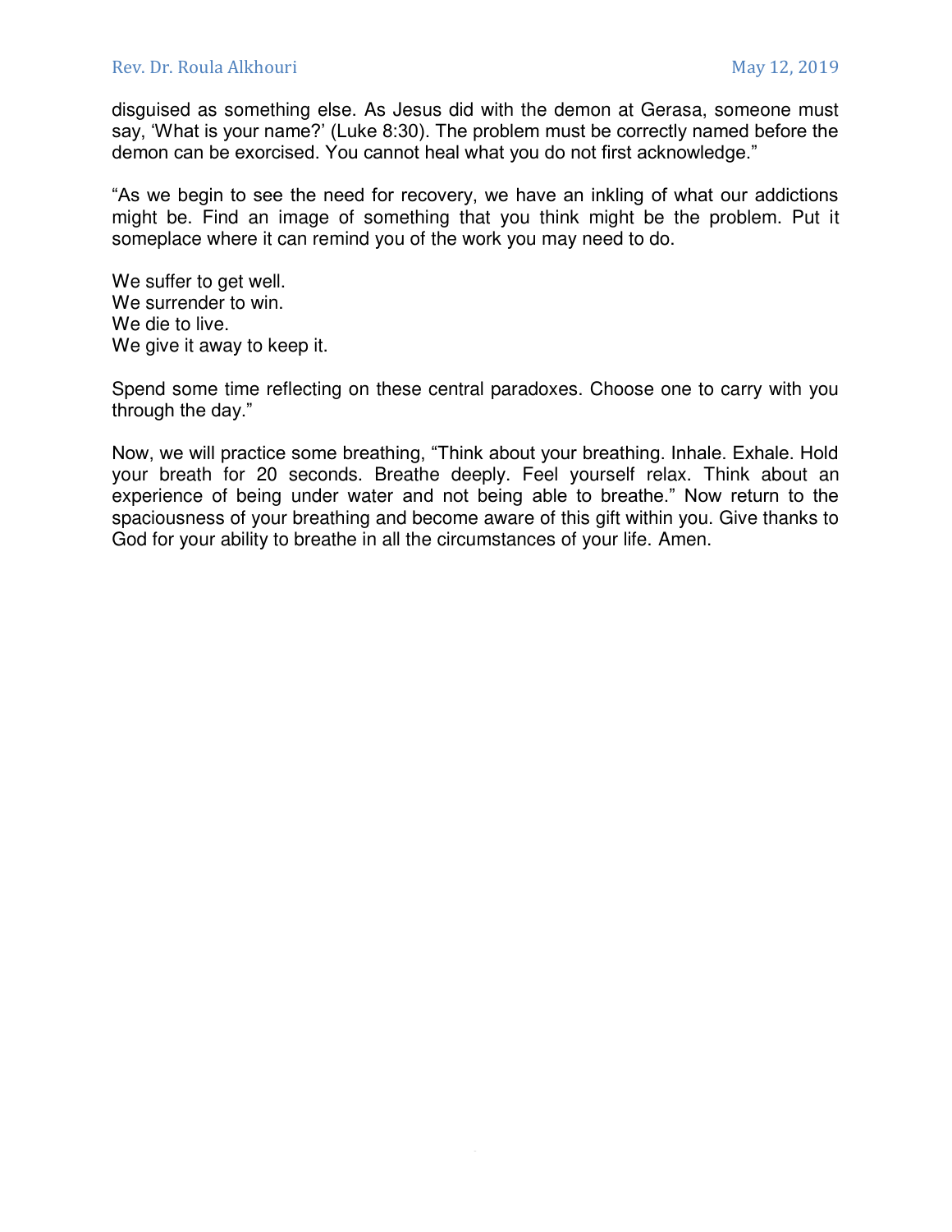disguised as something else. As Jesus did with the demon at Gerasa, someone must say, 'What is your name?' (Luke 8:30). The problem must be correctly named before the demon can be exorcised. You cannot heal what you do not first acknowledge."

"As we begin to see the need for recovery, we have an inkling of what our addictions might be. Find an image of something that you think might be the problem. Put it someplace where it can remind you of the work you may need to do.

We suffer to get well.  
We surrender to win.  
We die to live.  
We give it away to keep it.

Spend some time reflecting on these central paradoxes. Choose one to carry with you through the day."

Now, we will practice some breathing, "Think about your breathing. Inhale. Exhale. Hold your breath for 20 seconds. Breathe deeply. Feel yourself relax. Think about an experience of being under water and not being able to breathe." Now return to the spaciousness of your breathing and become aware of this gift within you. Give thanks to God for your ability to breathe in all the circumstances of your life. Amen.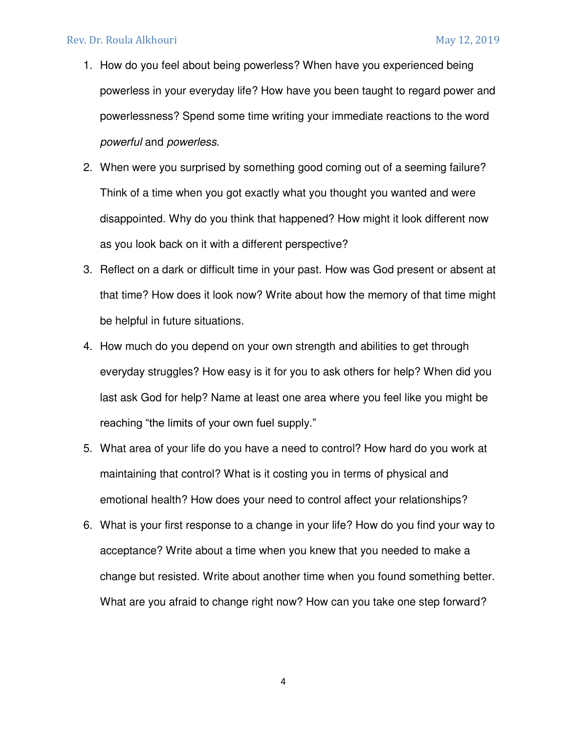1. How do you feel about being powerless? When have you experienced being powerless in your everyday life? How have you been taught to regard power and powerlessness? Spend some time writing your immediate reactions to the word *powerful* and *powerless*.
2. When were you surprised by something good coming out of a seeming failure? Think of a time when you got exactly what you thought you wanted and were disappointed. Why do you think that happened? How might it look different now as you look back on it with a different perspective?
3. Reflect on a dark or difficult time in your past. How was God present or absent at that time? How does it look now? Write about how the memory of that time might be helpful in future situations.
4. How much do you depend on your own strength and abilities to get through everyday struggles? How easy is it for you to ask others for help? When did you last ask God for help? Name at least one area where you feel like you might be reaching "the limits of your own fuel supply."
5. What area of your life do you have a need to control? How hard do you work at maintaining that control? What is it costing you in terms of physical and emotional health? How does your need to control affect your relationships?
6. What is your first response to a change in your life? How do you find your way to acceptance? Write about a time when you knew that you needed to make a change but resisted. Write about another time when you found something better. What are you afraid to change right now? How can you take one step forward?